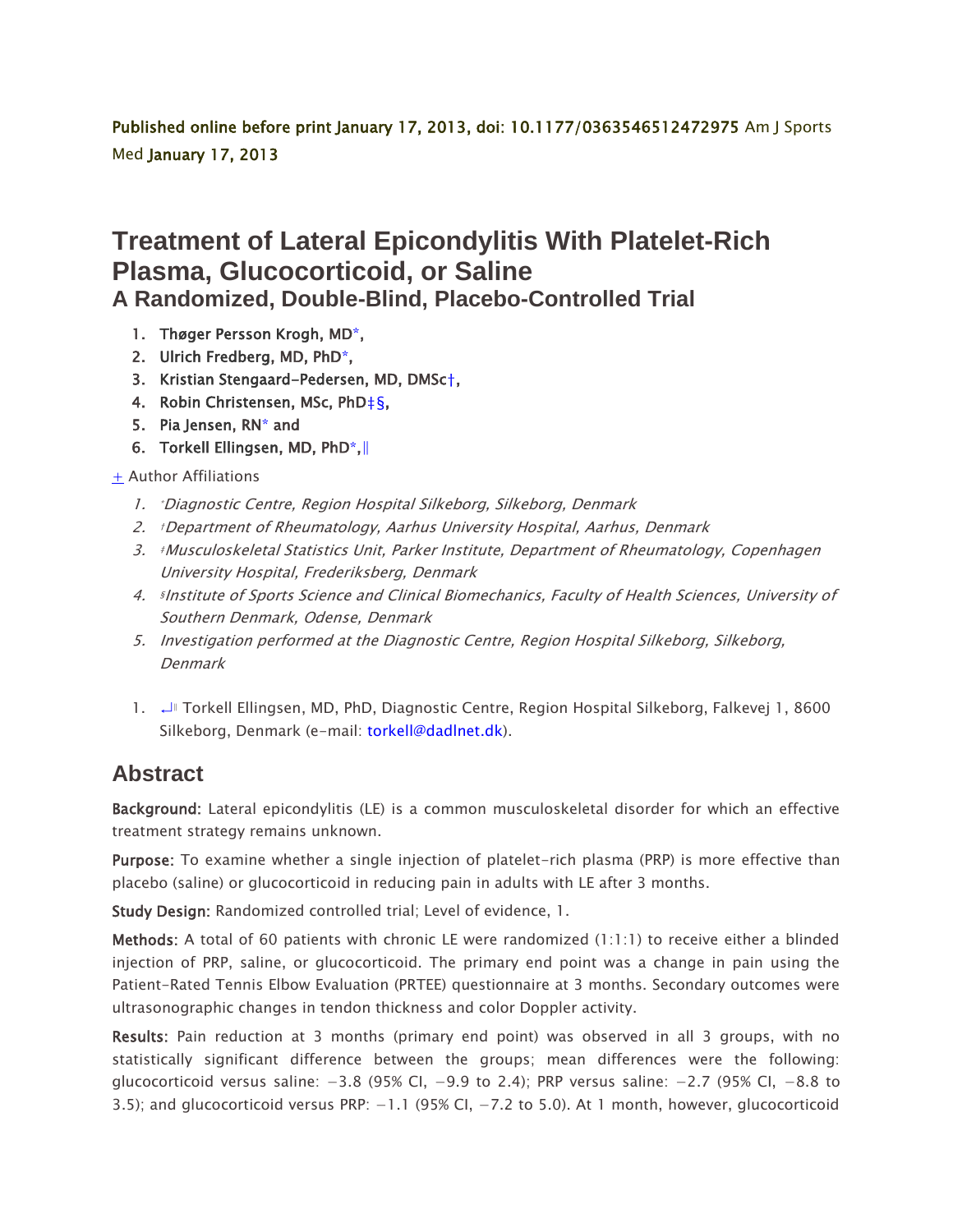Published online before print January 17, 2013, doi: 10.1177/0363546512472975 Am J Sports Med January 17, 2013

# Treatment of Lateral Epicondylitis With Platelet-Rich Plasma, Glucocorticoid, or Saline

## A Randomized, Double-Blind, Placebo-Controlled Trial

1. Thøger Persson Krogh, MD[*],
2. Ulrich Fredberg, MD, PhD[*],
3. Kristian Stengaard-Pedersen, MD, DMSc[†],
4. Robin Christensen, MSc, PhD[‡][§],
5. Pia Jensen, RN[*] and
6. Torkell Ellingsen, MD, PhD[*],[‖]

+ Author Affiliations

1. *[*]Diagnostic Centre, Region Hospital Silkeborg, Silkeborg, Denmark*
2. *[†]Department of Rheumatology, Aarhus University Hospital, Aarhus, Denmark*
3. *[‡]Musculoskeletal Statistics Unit, Parker Institute, Department of Rheumatology, Copenhagen University Hospital, Frederiksberg, Denmark*
4. *[§]Institute of Sports Science and Clinical Biomechanics, Faculty of Health Sciences, University of Southern Denmark, Odense, Denmark*
5. *Investigation performed at the Diagnostic Centre, Region Hospital Silkeborg, Silkeborg, Denmark*

1. [‖] Torkell Ellingsen, MD, PhD, Diagnostic Centre, Region Hospital Silkeborg, Falkevej 1, 8600 Silkeborg, Denmark (e-mail: torkell@dadlnet.dk).

## Abstract

**Background:** Lateral epicondylitis (LE) is a common musculoskeletal disorder for which an effective treatment strategy remains unknown.

**Purpose:** To examine whether a single injection of platelet-rich plasma (PRP) is more effective than placebo (saline) or glucocorticoid in reducing pain in adults with LE after 3 months.

**Study Design:** Randomized controlled trial; Level of evidence, 1.

**Methods:** A total of 60 patients with chronic LE were randomized (1:1:1) to receive either a blinded injection of PRP, saline, or glucocorticoid. The primary end point was a change in pain using the Patient-Rated Tennis Elbow Evaluation (PRTEE) questionnaire at 3 months. Secondary outcomes were ultrasonographic changes in tendon thickness and color Doppler activity.

**Results:** Pain reduction at 3 months (primary end point) was observed in all 3 groups, with no statistically significant difference between the groups; mean differences were the following: glucocorticoid versus saline: −3.8 (95% CI, −9.9 to 2.4); PRP versus saline: −2.7 (95% CI, −8.8 to 3.5); and glucocorticoid versus PRP: −1.1 (95% CI, −7.2 to 5.0). At 1 month, however, glucocorticoid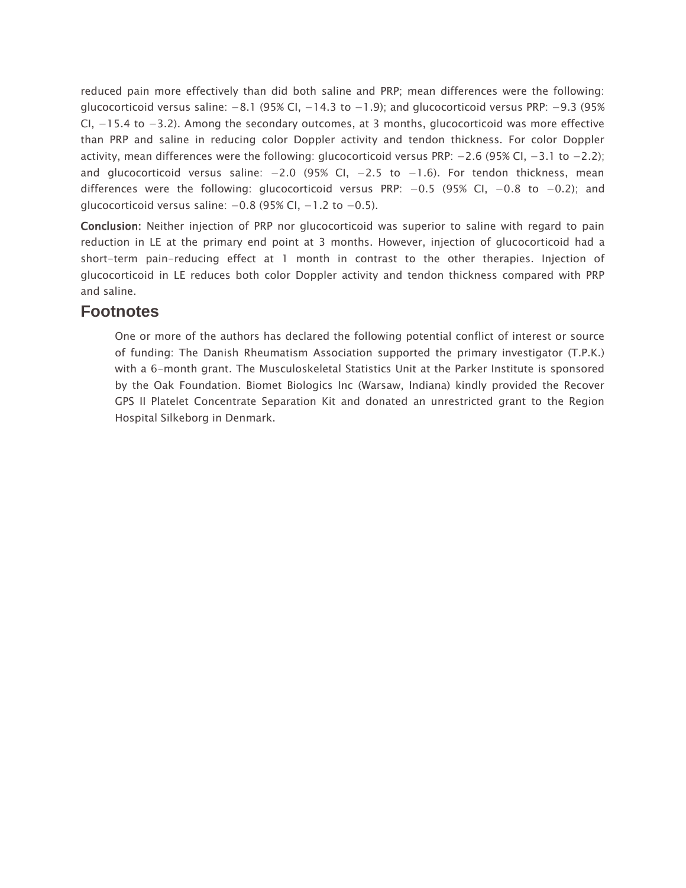reduced pain more effectively than did both saline and PRP; mean differences were the following: glucocorticoid versus saline: −8.1 (95% CI, −14.3 to −1.9); and glucocorticoid versus PRP: −9.3 (95% CI, −15.4 to −3.2). Among the secondary outcomes, at 3 months, glucocorticoid was more effective than PRP and saline in reducing color Doppler activity and tendon thickness. For color Doppler activity, mean differences were the following: glucocorticoid versus PRP: −2.6 (95% CI, −3.1 to −2.2); and glucocorticoid versus saline: −2.0 (95% CI, −2.5 to −1.6). For tendon thickness, mean differences were the following: glucocorticoid versus PRP: −0.5 (95% CI, −0.8 to −0.2); and glucocorticoid versus saline: −0.8 (95% CI, −1.2 to −0.5).

**Conclusion:** Neither injection of PRP nor glucocorticoid was superior to saline with regard to pain reduction in LE at the primary end point at 3 months. However, injection of glucocorticoid had a short-term pain-reducing effect at 1 month in contrast to the other therapies. Injection of glucocorticoid in LE reduces both color Doppler activity and tendon thickness compared with PRP and saline.

## Footnotes

One or more of the authors has declared the following potential conflict of interest or source of funding: The Danish Rheumatism Association supported the primary investigator (T.P.K.) with a 6-month grant. The Musculoskeletal Statistics Unit at the Parker Institute is sponsored by the Oak Foundation. Biomet Biologics Inc (Warsaw, Indiana) kindly provided the Recover GPS II Platelet Concentrate Separation Kit and donated an unrestricted grant to the Region Hospital Silkeborg in Denmark.